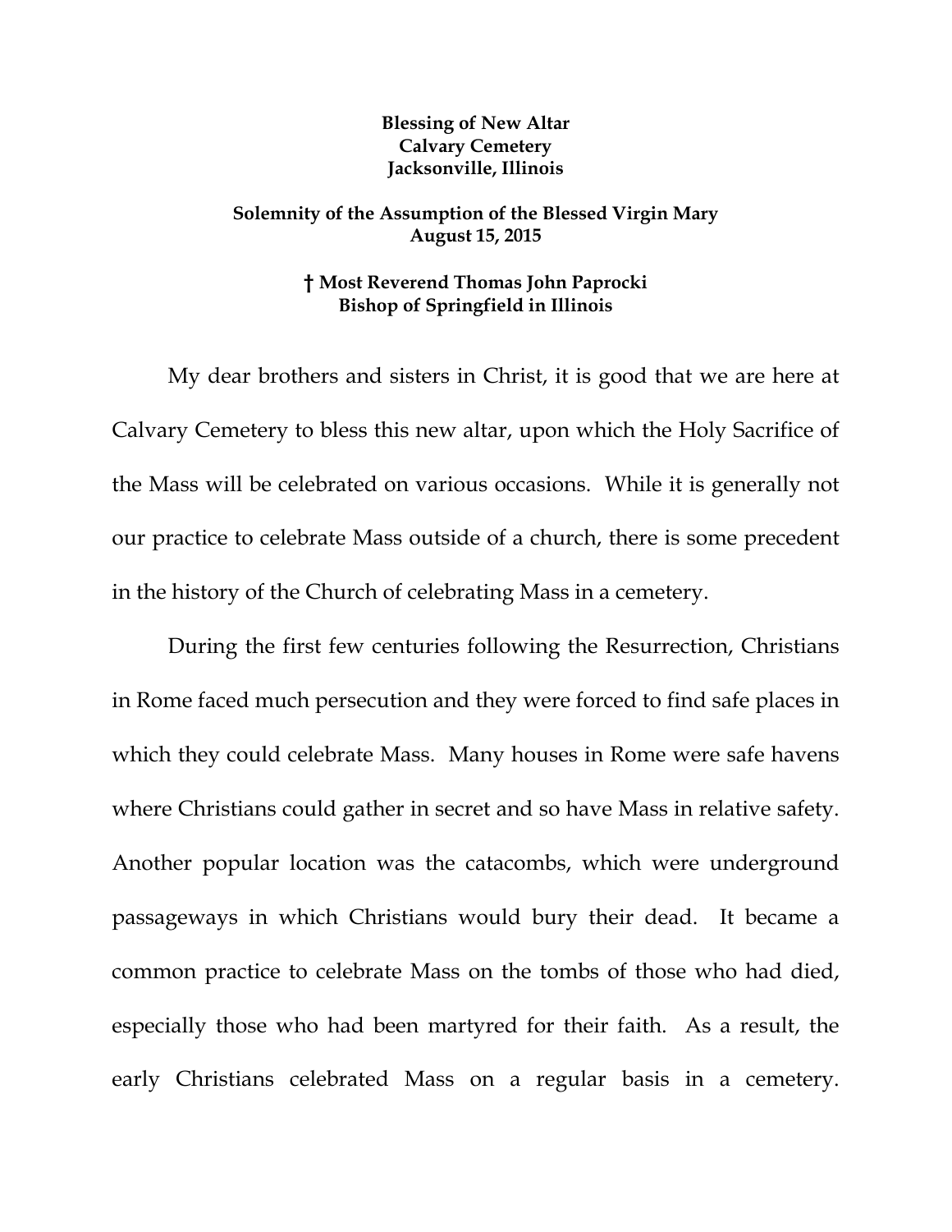**Blessing of New Altar**
**Calvary Cemetery**
**Jacksonville, Illinois**

**Solemnity of the Assumption of the Blessed Virgin Mary**
**August 15, 2015**

**† Most Reverend Thomas John Paprocki**
**Bishop of Springfield in Illinois**

My dear brothers and sisters in Christ, it is good that we are here at Calvary Cemetery to bless this new altar, upon which the Holy Sacrifice of the Mass will be celebrated on various occasions. While it is generally not our practice to celebrate Mass outside of a church, there is some precedent in the history of the Church of celebrating Mass in a cemetery.

During the first few centuries following the Resurrection, Christians in Rome faced much persecution and they were forced to find safe places in which they could celebrate Mass. Many houses in Rome were safe havens where Christians could gather in secret and so have Mass in relative safety. Another popular location was the catacombs, which were underground passageways in which Christians would bury their dead. It became a common practice to celebrate Mass on the tombs of those who had died, especially those who had been martyred for their faith. As a result, the early Christians celebrated Mass on a regular basis in a cemetery.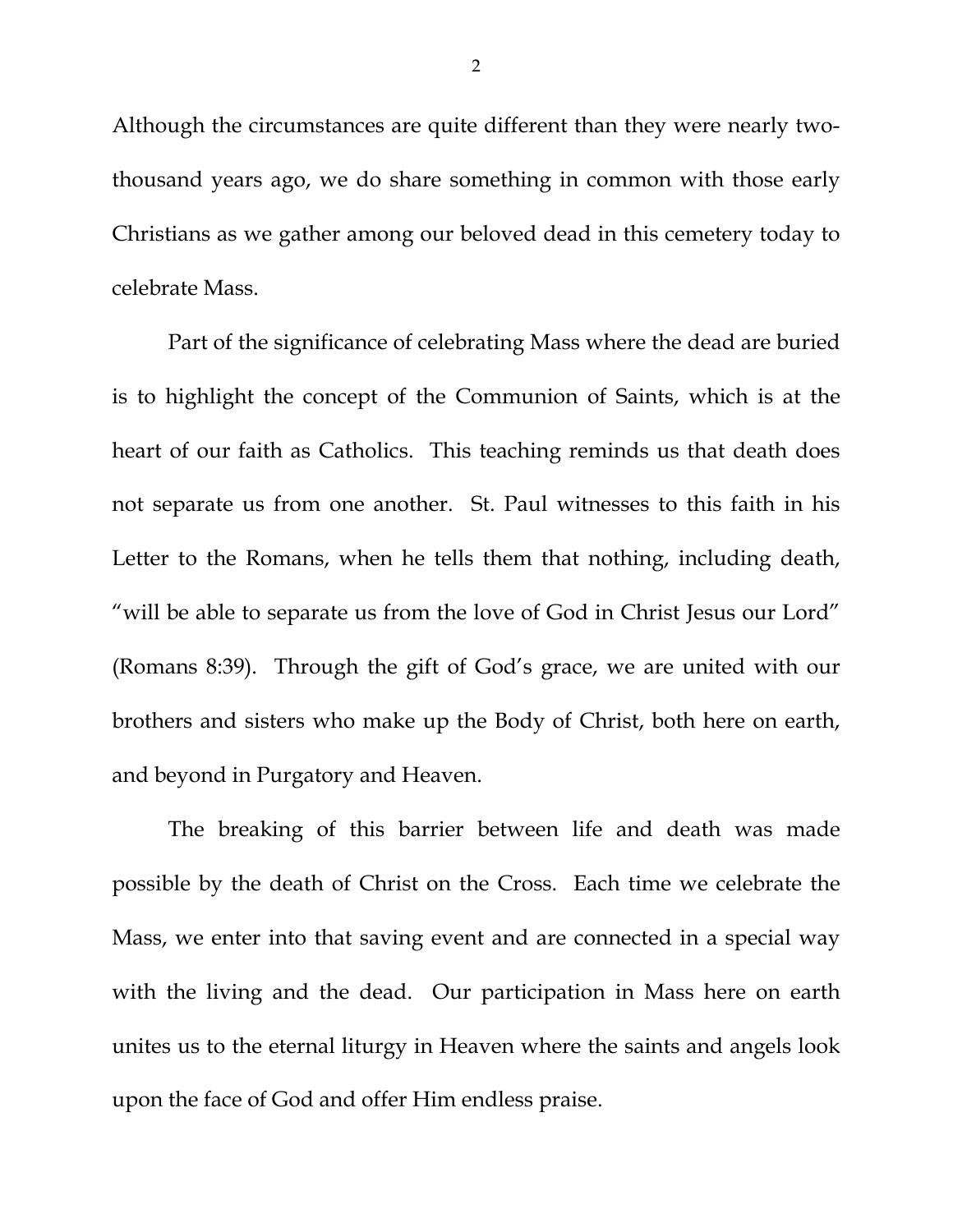Although the circumstances are quite different than they were nearly two-thousand years ago, we do share something in common with those early Christians as we gather among our beloved dead in this cemetery today to celebrate Mass.

Part of the significance of celebrating Mass where the dead are buried is to highlight the concept of the Communion of Saints, which is at the heart of our faith as Catholics. This teaching reminds us that death does not separate us from one another. St. Paul witnesses to this faith in his Letter to the Romans, when he tells them that nothing, including death, "will be able to separate us from the love of God in Christ Jesus our Lord" (Romans 8:39). Through the gift of God's grace, we are united with our brothers and sisters who make up the Body of Christ, both here on earth, and beyond in Purgatory and Heaven.

The breaking of this barrier between life and death was made possible by the death of Christ on the Cross. Each time we celebrate the Mass, we enter into that saving event and are connected in a special way with the living and the dead. Our participation in Mass here on earth unites us to the eternal liturgy in Heaven where the saints and angels look upon the face of God and offer Him endless praise.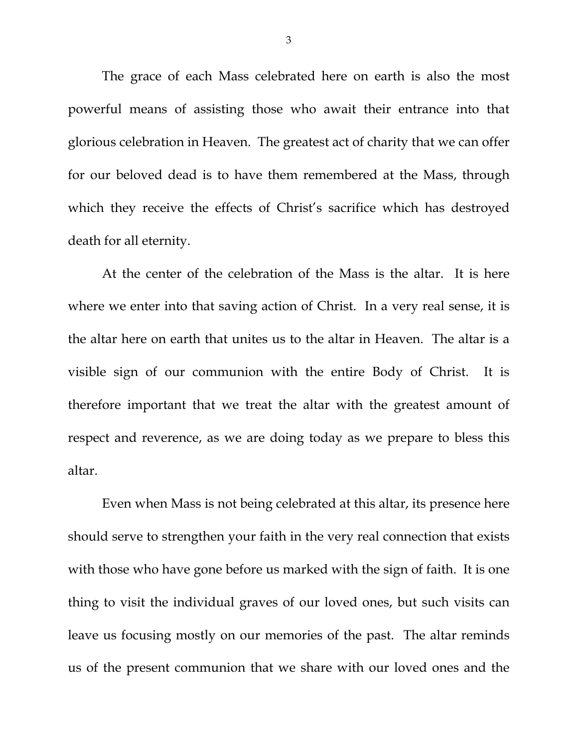The grace of each Mass celebrated here on earth is also the most powerful means of assisting those who await their entrance into that glorious celebration in Heaven. The greatest act of charity that we can offer for our beloved dead is to have them remembered at the Mass, through which they receive the effects of Christ's sacrifice which has destroyed death for all eternity.

At the center of the celebration of the Mass is the altar. It is here where we enter into that saving action of Christ. In a very real sense, it is the altar here on earth that unites us to the altar in Heaven. The altar is a visible sign of our communion with the entire Body of Christ. It is therefore important that we treat the altar with the greatest amount of respect and reverence, as we are doing today as we prepare to bless this altar.

Even when Mass is not being celebrated at this altar, its presence here should serve to strengthen your faith in the very real connection that exists with those who have gone before us marked with the sign of faith. It is one thing to visit the individual graves of our loved ones, but such visits can leave us focusing mostly on our memories of the past. The altar reminds us of the present communion that we share with our loved ones and the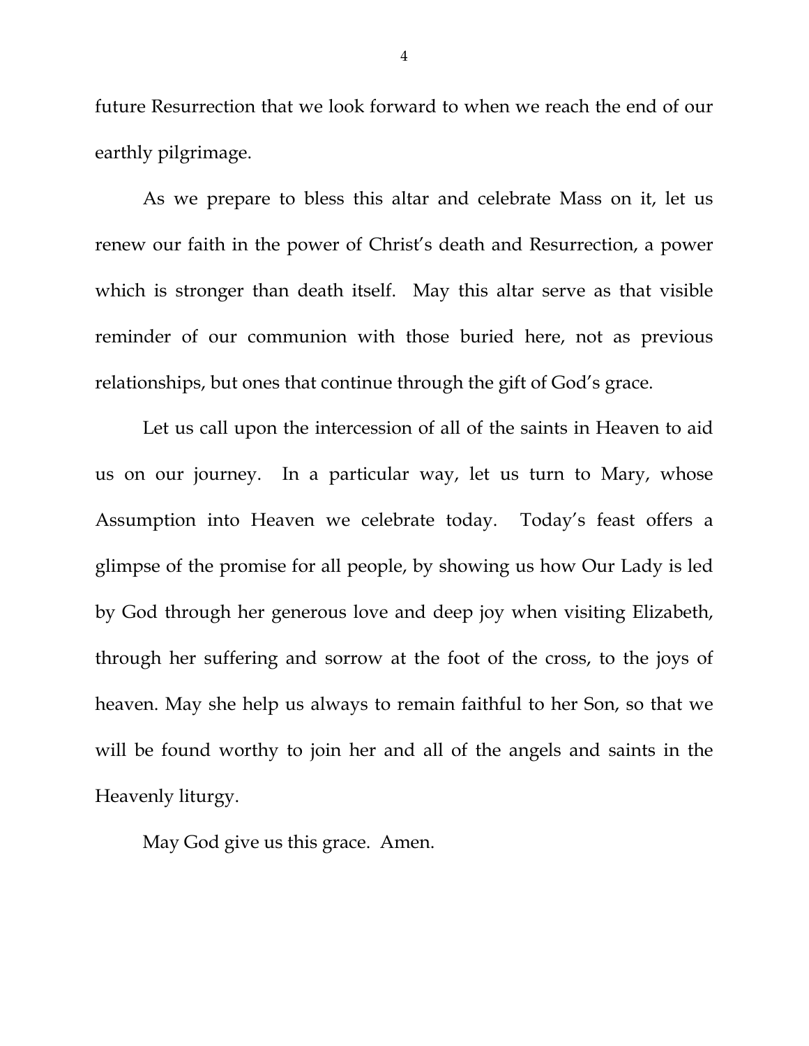future Resurrection that we look forward to when we reach the end of our earthly pilgrimage.

As we prepare to bless this altar and celebrate Mass on it, let us renew our faith in the power of Christ's death and Resurrection, a power which is stronger than death itself. May this altar serve as that visible reminder of our communion with those buried here, not as previous relationships, but ones that continue through the gift of God's grace.

Let us call upon the intercession of all of the saints in Heaven to aid us on our journey. In a particular way, let us turn to Mary, whose Assumption into Heaven we celebrate today. Today's feast offers a glimpse of the promise for all people, by showing us how Our Lady is led by God through her generous love and deep joy when visiting Elizabeth, through her suffering and sorrow at the foot of the cross, to the joys of heaven. May she help us always to remain faithful to her Son, so that we will be found worthy to join her and all of the angels and saints in the Heavenly liturgy.

May God give us this grace. Amen.